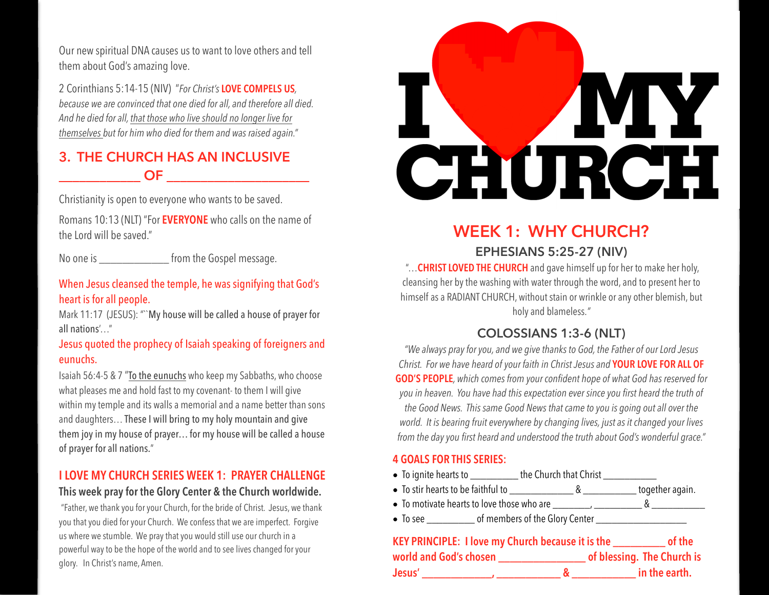Our new spiritual DNA causes us to want to love others and tell them about God's amazing love.

2 Corinthians 5:14-15 (NIV) *"For Christ's* **LOVE COMPELS US**, *because we are convinced that one died for all, and therefore all died. And he died for all, that those who live should no longer live for themselves but for him who died for them and was raised again."*

## 3. THE CHURCH HAS AN INCLUSIVE ___________ OF ____________________

Christianity is open to everyone who wants to be saved.

Romans 10:13 (NLT) "For **EVERYONE** who calls on the name of the Lord will be saved."

No one is _____________ from the Gospel message.

When Jesus cleansed the temple, he was signifying that God's heart is for all people.

Mark 11:17 (JESUS): "``My house will be called a house of prayer for all nations'…"

Jesus quoted the prophecy of Isaiah speaking of foreigners and eunuchs.

Isaiah 56:4-5 & 7 "To the eunuchs who keep my Sabbaths, who choose what pleases me and hold fast to my covenant- to them I will give within my temple and its walls a memorial and a name better than sons and daughters… These I will bring to my holy mountain and give them joy in my house of prayer… for my house will be called a house of prayer for all nations."

### I LOVE MY CHURCH SERIES WEEK 1: PRAYER CHALLENGE

**This week pray for the Glory Center & the Church worldwide.**

"Father, we thank you for your Church, for the bride of Christ. Jesus, we thank you that you died for your Church. We confess that we are imperfect. Forgive us where we stumble. We pray that you would still use our church in a powerful way to be the hope of the world and to see lives changed for your glory. In Christ's name, Amen.

# I ♥ MY CHURCH

## WEEK 1: WHY CHURCH?

### EPHESIANS 5:25-27 (NIV)

"…**CHRIST LOVED THE CHURCH** and gave himself up for her to make her holy, cleansing her by the washing with water through the word, and to present her to himself as a RADIANT CHURCH, without stain or wrinkle or any other blemish, but holy and blameless."

### COLOSSIANS 1:3-6 (NLT)

*"We always pray for you, and we give thanks to God, the Father of our Lord Jesus Christ. For we have heard of your faith in Christ Jesus and* **YOUR LOVE FOR ALL OF GOD'S PEOPLE**, *which comes from your confident hope of what God has reserved for you in heaven. You have had this expectation ever since you first heard the truth of the Good News. This same Good News that came to you is going out all over the world. It is bearing fruit everywhere by changing lives, just as it changed your lives from the day you first heard and understood the truth about God's wonderful grace."*

### 4 GOALS FOR THIS SERIES:

- To ignite hearts to _________ the Church that Christ __________
- To stir hearts to be faithful to ____________ & __________ together again.
- To motivate hearts to love those who are _______, _________ & __________
- To see _________ of members of the Glory Center _________________

**KEY PRINCIPLE: I love my Church because it is the _________ of the world and God's chosen _______________ of blessing. The Church is Jesus' _____________, ____________ & ___________ in the earth.**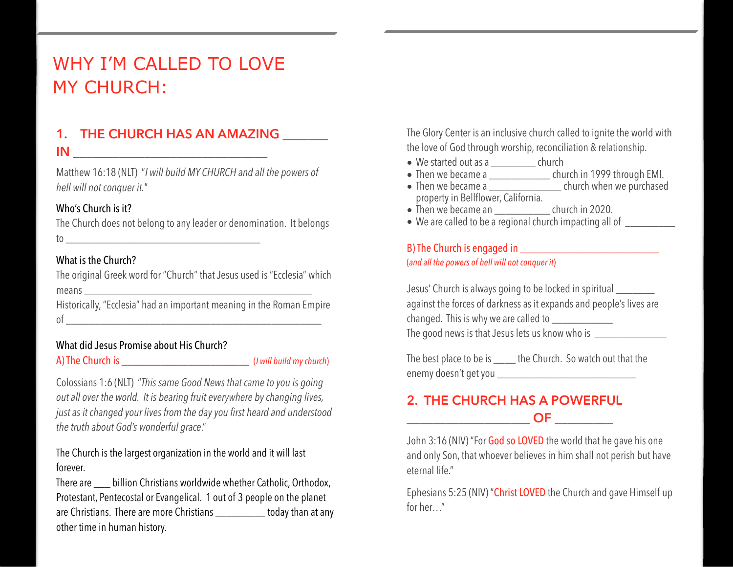# WHY I'M CALLED TO LOVE MY CHURCH:

## 1. THE CHURCH HAS AN AMAZING _______ IN _______________________________

Matthew 16:18 (NLT) *"I will build MY CHURCH and all the powers of hell will not conquer it."*

**Who's Church is it?**

The Church does not belong to any leader or denomination. It belongs to _________________________________________

**What is the Church?**

The original Greek word for "Church" that Jesus used is "Ecclesia" which means ________________________________________________

Historically, "Ecclesia" had an important meaning in the Roman Empire of ______________________________________________________

**What did Jesus Promise about His Church?**

A) The Church is ___________________________ (*I will build my church*)

Colossians 1:6 (NLT) *"This same Good News that came to you is going out all over the world. It is bearing fruit everywhere by changing lives, just as it changed your lives from the day you first heard and understood the truth about God's wonderful grace."*

The Church is the largest organization in the world and it will last forever.

There are ___ billion Christians worldwide whether Catholic, Orthodox, Protestant, Pentecostal or Evangelical. 1 out of 3 people on the planet are Christians. There are more Christians __________ today than at any other time in human history.

The Glory Center is an inclusive church called to ignite the world with the love of God through worship, reconciliation & relationship.

- We started out as a _________ church
- Then we became a ____________ church in 1999 through EMI.
- Then we became a ______________ church when we purchased property in Bellflower, California.
- Then we became an ___________ church in 2020.
- We are called to be a regional church impacting all of __________

B) The Church is engaged in ____________________________

(*and all the powers of hell will not conquer it*)

Jesus' Church is always going to be locked in spiritual ________ against the forces of darkness as it expands and people's lives are changed. This is why we are called to ____________

The good news is that Jesus lets us know who is ______________

The best place to be is ____ the Church. So watch out that the enemy doesn't get you ____________________________

## 2. THE CHURCH HAS A POWERFUL ___________________ OF _________

John 3:16 (NIV) "For **God so LOVED** the world that he gave his one and only Son, that whoever believes in him shall not perish but have eternal life."

Ephesians 5:25 (NIV) "**Christ LOVED** the Church and gave Himself up for her…"